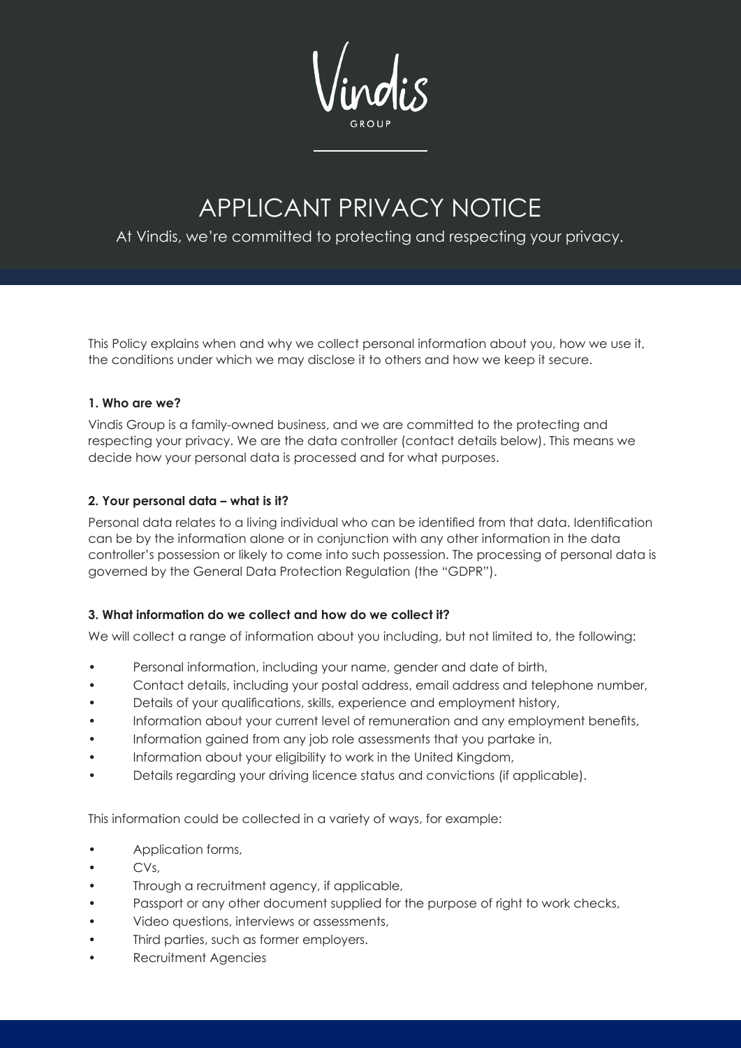Vindis

GROUP

# APPLICANT PRIVACY NOTICE

At Vindis, we're committed to protecting and respecting your privacy.

This Policy explains when and why we collect personal information about you, how we use it, the conditions under which we may disclose it to others and how we keep it secure.

**1. Who are we?**

Vindis Group is a family-owned business, and we are committed to the protecting and respecting your privacy. We are the data controller (contact details below). This means we decide how your personal data is processed and for what purposes.

**2. Your personal data – what is it?**

Personal data relates to a living individual who can be identified from that data. Identification can be by the information alone or in conjunction with any other information in the data controller's possession or likely to come into such possession. The processing of personal data is governed by the General Data Protection Regulation (the "GDPR").

**3. What information do we collect and how do we collect it?**

We will collect a range of information about you including, but not limited to, the following:

- Personal information, including your name, gender and date of birth,
- Contact details, including your postal address, email address and telephone number,
- Details of your qualifications, skills, experience and employment history,
- Information about your current level of remuneration and any employment benefits,
- Information gained from any job role assessments that you partake in,
- Information about your eligibility to work in the United Kingdom,
- Details regarding your driving licence status and convictions (if applicable).

This information could be collected in a variety of ways, for example:

- Application forms,
- CVs,
- Through a recruitment agency, if applicable,
- Passport or any other document supplied for the purpose of right to work checks,
- Video questions, interviews or assessments,
- Third parties, such as former employers.
- Recruitment Agencies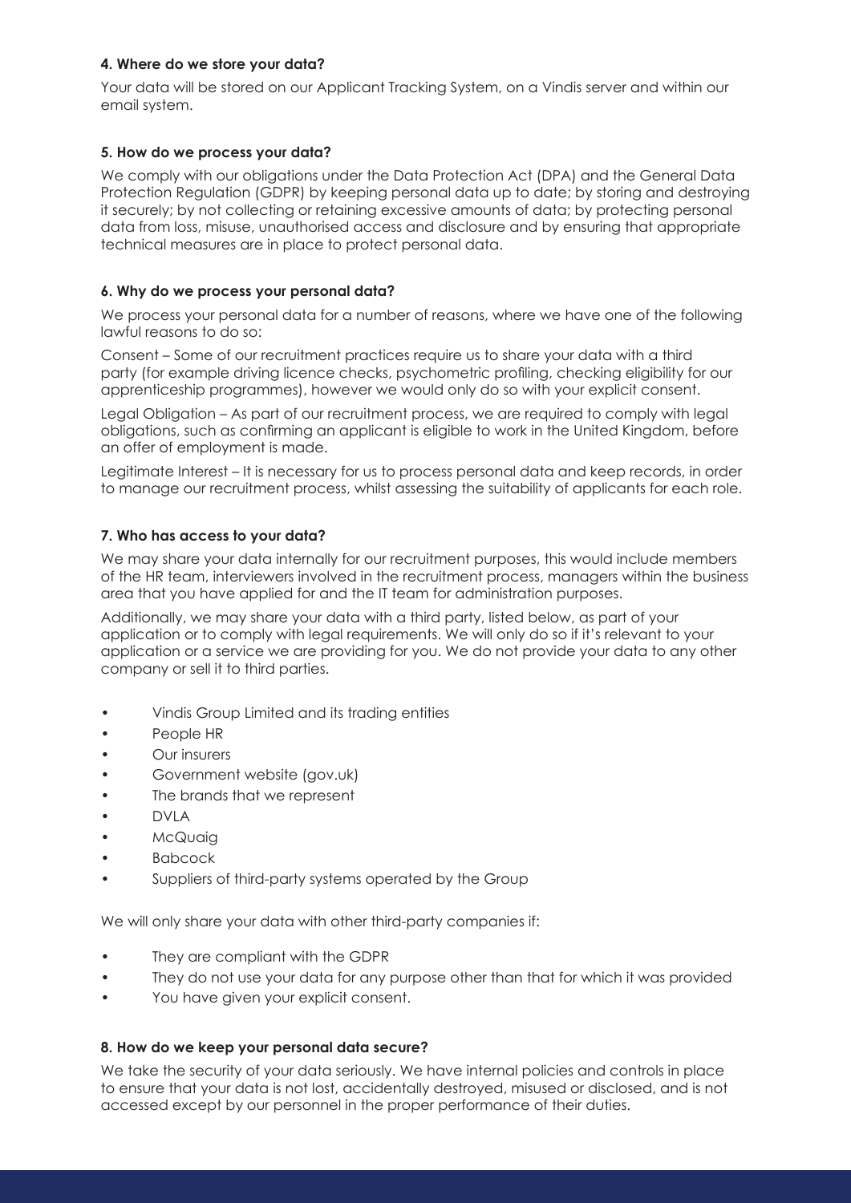#### 4. Where do we store your data?

Your data will be stored on our Applicant Tracking System, on a Vindis server and within our email system.

#### 5. How do we process your data?

We comply with our obligations under the Data Protection Act (DPA) and the General Data Protection Regulation (GDPR) by keeping personal data up to date; by storing and destroying it securely; by not collecting or retaining excessive amounts of data; by protecting personal data from loss, misuse, unauthorised access and disclosure and by ensuring that appropriate technical measures are in place to protect personal data.

#### 6. Why do we process your personal data?

We process your personal data for a number of reasons, where we have one of the following lawful reasons to do so:

Consent – Some of our recruitment practices require us to share your data with a third party (for example driving licence checks, psychometric profiling, checking eligibility for our apprenticeship programmes), however we would only do so with your explicit consent.

Legal Obligation – As part of our recruitment process, we are required to comply with legal obligations, such as confirming an applicant is eligible to work in the United Kingdom, before an offer of employment is made.

Legitimate Interest – It is necessary for us to process personal data and keep records, in order to manage our recruitment process, whilst assessing the suitability of applicants for each role.

#### 7. Who has access to your data?

We may share your data internally for our recruitment purposes, this would include members of the HR team, interviewers involved in the recruitment process, managers within the business area that you have applied for and the IT team for administration purposes.

Additionally, we may share your data with a third party, listed below, as part of your application or to comply with legal requirements. We will only do so if it's relevant to your application or a service we are providing for you. We do not provide your data to any other company or sell it to third parties.

- Vindis Group Limited and its trading entities
- People HR
- Our insurers
- Government website (gov.uk)
- The brands that we represent
- DVLA
- McQuaig
- Babcock
- Suppliers of third-party systems operated by the Group

We will only share your data with other third-party companies if:

- They are compliant with the GDPR
- They do not use your data for any purpose other than that for which it was provided
- You have given your explicit consent.

#### 8. How do we keep your personal data secure?

We take the security of your data seriously. We have internal policies and controls in place to ensure that your data is not lost, accidentally destroyed, misused or disclosed, and is not accessed except by our personnel in the proper performance of their duties.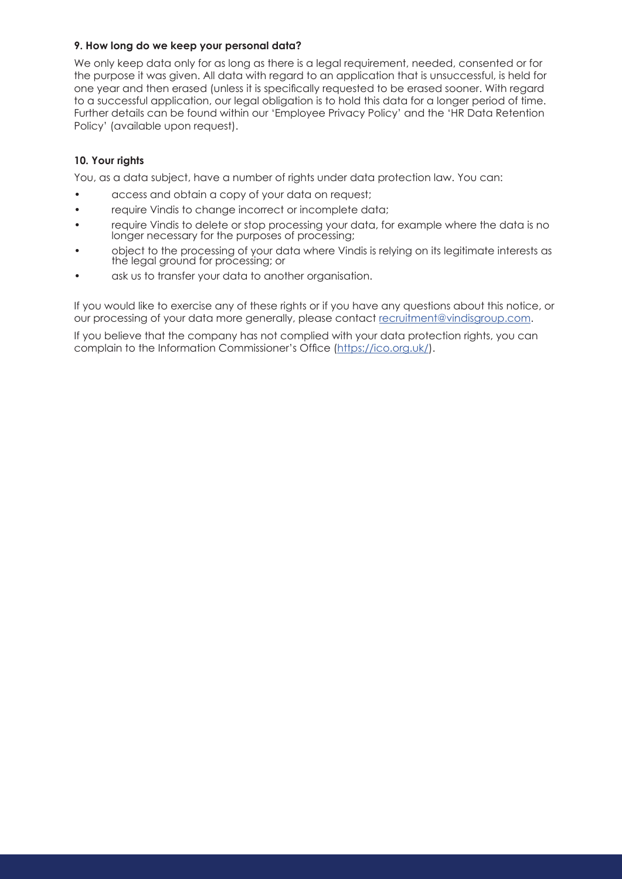**9. How long do we keep your personal data?**

We only keep data only for as long as there is a legal requirement, needed, consented or for the purpose it was given. All data with regard to an application that is unsuccessful, is held for one year and then erased (unless it is specifically requested to be erased sooner. With regard to a successful application, our legal obligation is to hold this data for a longer period of time. Further details can be found within our 'Employee Privacy Policy' and the 'HR Data Retention Policy' (available upon request).

**10. Your rights**

You, as a data subject, have a number of rights under data protection law. You can:

- access and obtain a copy of your data on request;
- require Vindis to change incorrect or incomplete data;
- require Vindis to delete or stop processing your data, for example where the data is no longer necessary for the purposes of processing;
- object to the processing of your data where Vindis is relying on its legitimate interests as the legal ground for processing; or
- ask us to transfer your data to another organisation.

If you would like to exercise any of these rights or if you have any questions about this notice, or our processing of your data more generally, please contact recruitment@vindisgroup.com.

If you believe that the company has not complied with your data protection rights, you can complain to the Information Commissioner's Office (https://ico.org.uk/).